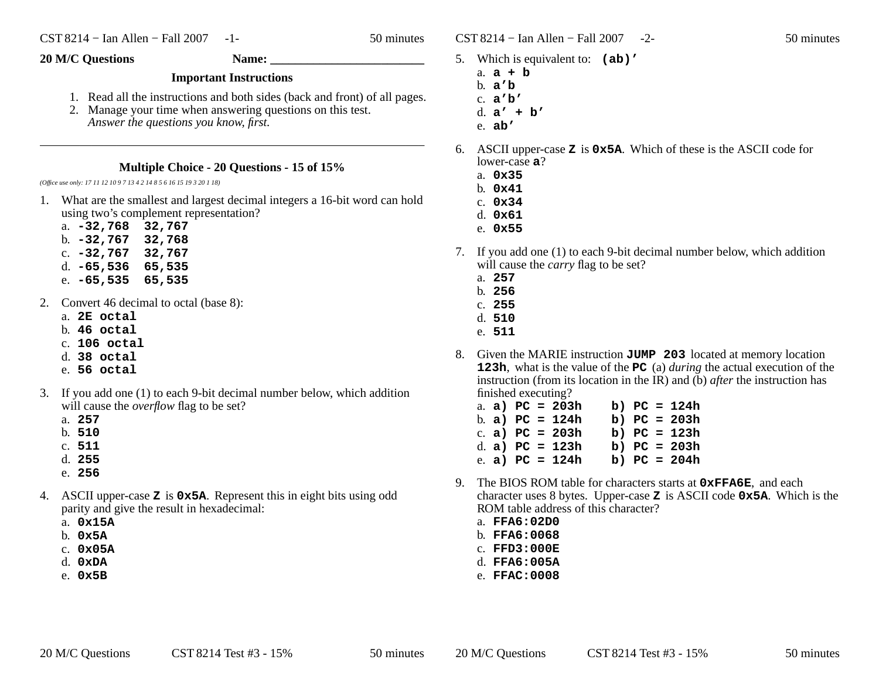**20 M/C Questions** **Name: ________________________**

### Important Instructions

1. Read all the instructions and both sides (back and front) of all pages.
2. Manage your time when answering questions on this test.
   *Answer the questions you know, first.*

---

## Multiple Choice - 20 Questions - 15 of 15%

*(Office use only: 17 11 12 10 9 7 13 4 2 14 8 5 6 16 15 19 3 20 1 18)*

1. What are the smallest and largest decimal integers a 16-bit word can hold using two's complement representation?
   a. **-32,768 32,767**
   b. **-32,767 32,768**
   c. **-32,767 32,767**
   d. **-65,536 65,535**
   e. **-65,535 65,535**

2. Convert 46 decimal to octal (base 8):
   a. **2E octal**
   b. **46 octal**
   c. **106 octal**
   d. **38 octal**
   e. **56 octal**

3. If you add one (1) to each 9-bit decimal number below, which addition will cause the *overflow* flag to be set?
   a. **257**
   b. **510**
   c. **511**
   d. **255**
   e. **256**

4. ASCII upper-case **Z** is **0x5A**. Represent this in eight bits using odd parity and give the result in hexadecimal:
   a. **0x15A**
   b. **0x5A**
   c. **0x05A**
   d. **0xDA**
   e. **0x5B**

5. Which is equivalent to: **(ab)'**
   a. **a + b**
   b. **a'b**
   c. **a'b'**
   d. **a' + b'**
   e. **ab'**

6. ASCII upper-case **Z** is **0x5A**. Which of these is the ASCII code for lower-case **a**?
   a. **0x35**
   b. **0x41**
   c. **0x34**
   d. **0x61**
   e. **0x55**

7. If you add one (1) to each 9-bit decimal number below, which addition will cause the *carry* flag to be set?
   a. **257**
   b. **256**
   c. **255**
   d. **510**
   e. **511**

8. Given the MARIE instruction **JUMP 203** located at memory location **123h**, what is the value of the **PC** (a) *during* the actual execution of the instruction (from its location in the IR) and (b) *after* the instruction has finished executing?
   a. **a) PC = 203h b) PC = 124h**
   b. **a) PC = 124h b) PC = 203h**
   c. **a) PC = 203h b) PC = 123h**
   d. **a) PC = 123h b) PC = 203h**
   e. **a) PC = 124h b) PC = 204h**

9. The BIOS ROM table for characters starts at **0xFFA6E**, and each character uses 8 bytes. Upper-case **Z** is ASCII code **0x5A**. Which is the ROM table address of this character?
   a. **FFA6:02D0**
   b. **FFA6:0068**
   c. **FFD3:000E**
   d. **FFA6:005A**
   e. **FFAC:0008**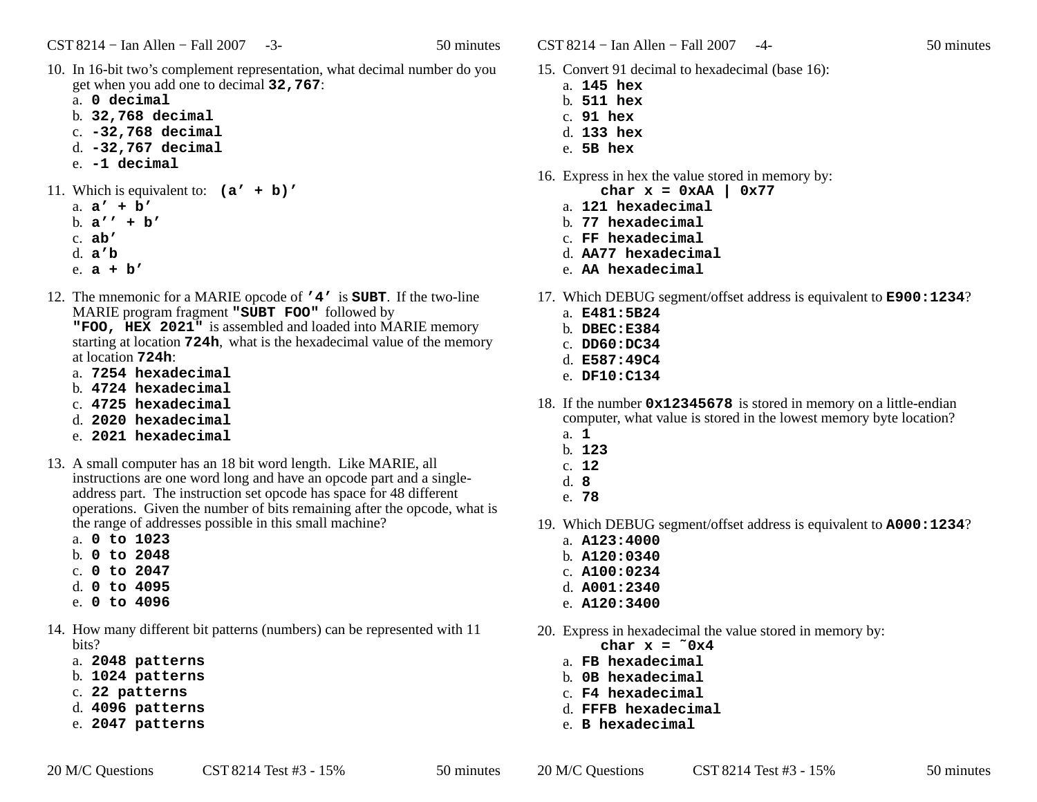10. In 16-bit two's complement representation, what decimal number do you get when you add one to decimal **32,767**:
    a. **0 decimal**
    b. **32,768 decimal**
    c. **-32,768 decimal**
    d. **-32,767 decimal**
    e. **-1 decimal**

11. Which is equivalent to: **(a' + b)'**
    a. **a' + b'**
    b. **a'' + b'**
    c. **ab'**
    d. **a'b**
    e. **a + b'**

12. The mnemonic for a MARIE opcode of **'4'** is **SUBT**. If the two-line MARIE program fragment **"SUBT FOO"** followed by **"FOO, HEX 2021"** is assembled and loaded into MARIE memory starting at location **724h**, what is the hexadecimal value of the memory at location **724h**:
    a. **7254 hexadecimal**
    b. **4724 hexadecimal**
    c. **4725 hexadecimal**
    d. **2020 hexadecimal**
    e. **2021 hexadecimal**

13. A small computer has an 18 bit word length. Like MARIE, all instructions are one word long and have an opcode part and a single-address part. The instruction set opcode has space for 48 different operations. Given the number of bits remaining after the opcode, what is the range of addresses possible in this small machine?
    a. **0 to 1023**
    b. **0 to 2048**
    c. **0 to 2047**
    d. **0 to 4095**
    e. **0 to 4096**

14. How many different bit patterns (numbers) can be represented with 11 bits?
    a. **2048 patterns**
    b. **1024 patterns**
    c. **22 patterns**
    d. **4096 patterns**
    e. **2047 patterns**

15. Convert 91 decimal to hexadecimal (base 16):
    a. **145 hex**
    b. **511 hex**
    c. **91 hex**
    d. **133 hex**
    e. **5B hex**

16. Express in hex the value stored in memory by:
    ```
    char x = 0xAA | 0x77
    ```
    a. **121 hexadecimal**
    b. **77 hexadecimal**
    c. **FF hexadecimal**
    d. **AA77 hexadecimal**
    e. **AA hexadecimal**

17. Which DEBUG segment/offset address is equivalent to **E900:1234**?
    a. **E481:5B24**
    b. **DBEC:E384**
    c. **DD60:DC34**
    d. **E587:49C4**
    e. **DF10:C134**

18. If the number **0x12345678** is stored in memory on a little-endian computer, what value is stored in the lowest memory byte location?
    a. **1**
    b. **123**
    c. **12**
    d. **8**
    e. **78**

19. Which DEBUG segment/offset address is equivalent to **A000:1234**?
    a. **A123:4000**
    b. **A120:0340**
    c. **A100:0234**
    d. **A001:2340**
    e. **A120:3400**

20. Express in hexadecimal the value stored in memory by:
    ```
    char x = ~0x4
    ```
    a. **FB hexadecimal**
    b. **0B hexadecimal**
    c. **F4 hexadecimal**
    d. **FFFB hexadecimal**
    e. **B hexadecimal**